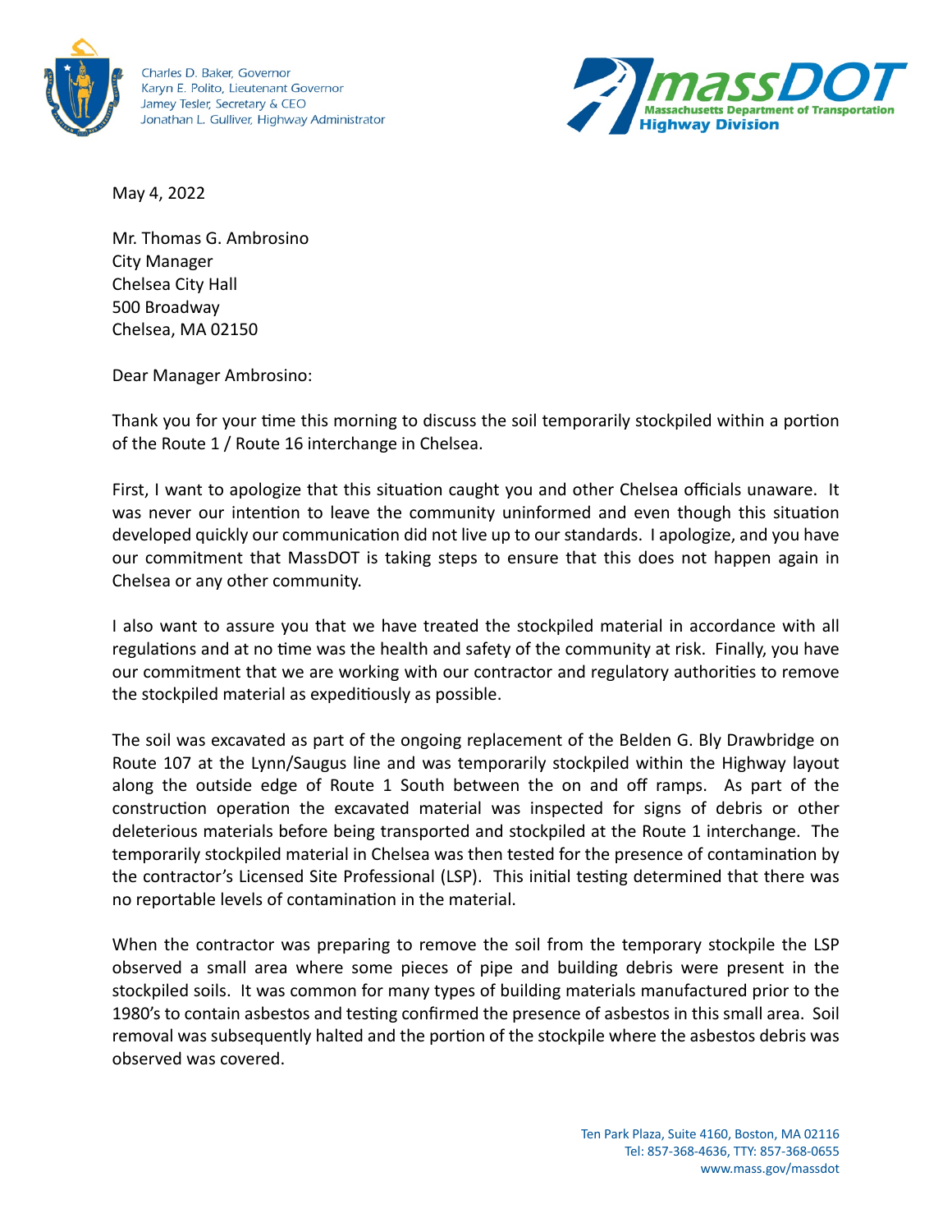Charles D. Baker, Governor
Karyn E. Polito, Lieutenant Governor
Jamey Tesler, Secretary & CEO
Jonathan L. Gulliver, Highway Administrator

**massDOT**
**Massachusetts Department of Transportation**
**Highway Division**

May 4, 2022

Mr. Thomas G. Ambrosino
City Manager
Chelsea City Hall
500 Broadway
Chelsea, MA 02150

Dear Manager Ambrosino:

Thank you for your time this morning to discuss the soil temporarily stockpiled within a portion of the Route 1 / Route 16 interchange in Chelsea.

First, I want to apologize that this situation caught you and other Chelsea officials unaware. It was never our intention to leave the community uninformed and even though this situation developed quickly our communication did not live up to our standards. I apologize, and you have our commitment that MassDOT is taking steps to ensure that this does not happen again in Chelsea or any other community.

I also want to assure you that we have treated the stockpiled material in accordance with all regulations and at no time was the health and safety of the community at risk. Finally, you have our commitment that we are working with our contractor and regulatory authorities to remove the stockpiled material as expeditiously as possible.

The soil was excavated as part of the ongoing replacement of the Belden G. Bly Drawbridge on Route 107 at the Lynn/Saugus line and was temporarily stockpiled within the Highway layout along the outside edge of Route 1 South between the on and off ramps. As part of the construction operation the excavated material was inspected for signs of debris or other deleterious materials before being transported and stockpiled at the Route 1 interchange. The temporarily stockpiled material in Chelsea was then tested for the presence of contamination by the contractor's Licensed Site Professional (LSP). This initial testing determined that there was no reportable levels of contamination in the material.

When the contractor was preparing to remove the soil from the temporary stockpile the LSP observed a small area where some pieces of pipe and building debris were present in the stockpiled soils. It was common for many types of building materials manufactured prior to the 1980's to contain asbestos and testing confirmed the presence of asbestos in this small area. Soil removal was subsequently halted and the portion of the stockpile where the asbestos debris was observed was covered.

Ten Park Plaza, Suite 4160, Boston, MA 02116
Tel: 857-368-4636, TTY: 857-368-0655
www.mass.gov/massdot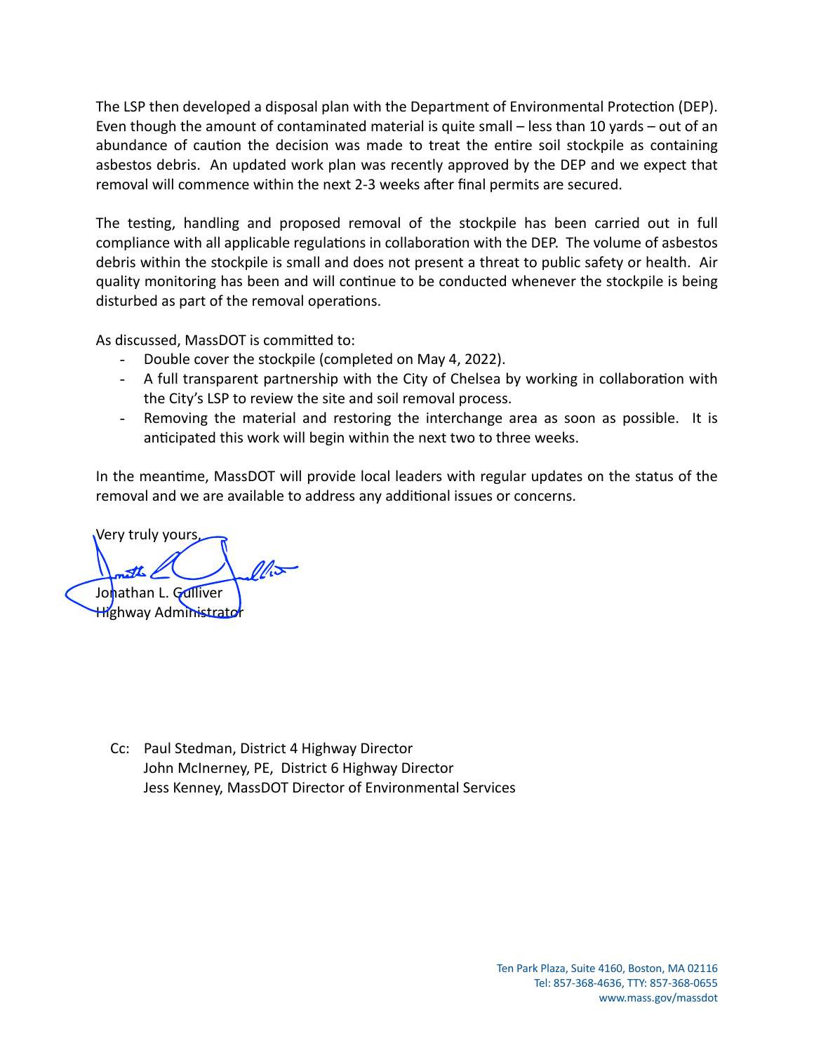The LSP then developed a disposal plan with the Department of Environmental Protection (DEP). Even though the amount of contaminated material is quite small – less than 10 yards – out of an abundance of caution the decision was made to treat the entire soil stockpile as containing asbestos debris. An updated work plan was recently approved by the DEP and we expect that removal will commence within the next 2-3 weeks after final permits are secured.

The testing, handling and proposed removal of the stockpile has been carried out in full compliance with all applicable regulations in collaboration with the DEP. The volume of asbestos debris within the stockpile is small and does not present a threat to public safety or health. Air quality monitoring has been and will continue to be conducted whenever the stockpile is being disturbed as part of the removal operations.

As discussed, MassDOT is committed to:

- Double cover the stockpile (completed on May 4, 2022).
- A full transparent partnership with the City of Chelsea by working in collaboration with the City's LSP to review the site and soil removal process.
- Removing the material and restoring the interchange area as soon as possible. It is anticipated this work will begin within the next two to three weeks.

In the meantime, MassDOT will provide local leaders with regular updates on the status of the removal and we are available to address any additional issues or concerns.

Very truly yours,

Jonathan L. Gulliver
Highway Administrator

Cc: Paul Stedman, District 4 Highway Director
John McInerney, PE, District 6 Highway Director
Jess Kenney, MassDOT Director of Environmental Services

Ten Park Plaza, Suite 4160, Boston, MA 02116
Tel: 857-368-4636, TTY: 857-368-0655
www.mass.gov/massdot